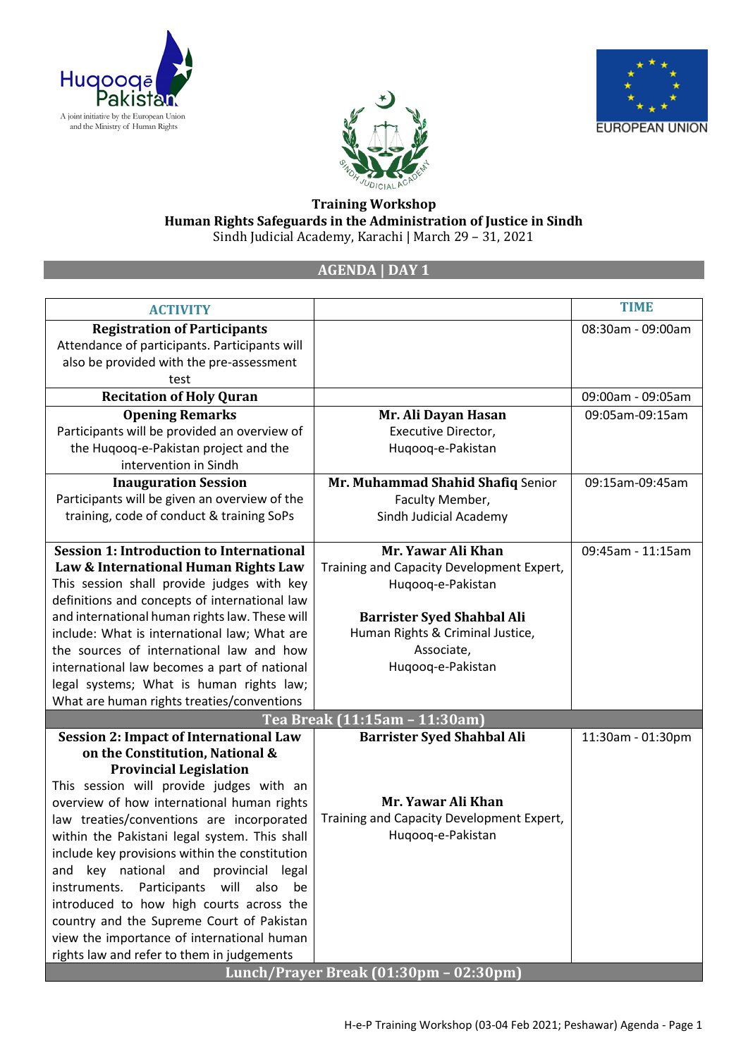Huqooq-e-Pakistan
A joint initiative by the European Union and the Ministry of Human Rights

EUROPEAN UNION

**Training Workshop**
**Human Rights Safeguards in the Administration of Justice in Sindh**
Sindh Judicial Academy, Karachi | March 29 – 31, 2021

## AGENDA | DAY 1

| ACTIVITY | | TIME |
|---|---|---|
| **Registration of Participants**<br>Attendance of participants. Participants will also be provided with the pre-assessment test | | 08:30am - 09:00am |
| **Recitation of Holy Quran** | | 09:00am - 09:05am |
| **Opening Remarks**<br>Participants will be provided an overview of the Huqooq-e-Pakistan project and the intervention in Sindh | **Mr. Ali Dayan Hasan**<br>Executive Director,<br>Huqooq-e-Pakistan | 09:05am-09:15am |
| **Inauguration Session**<br>Participants will be given an overview of the training, code of conduct & training SoPs | **Mr. Muhammad Shahid Shafiq** Senior Faculty Member,<br>Sindh Judicial Academy | 09:15am-09:45am |
| **Session 1: Introduction to International Law & International Human Rights Law**<br>This session shall provide judges with key definitions and concepts of international law and international human rights law. These will include: What is international law; What are the sources of international law and how international law becomes a part of national legal systems; What is human rights law; What are human rights treaties/conventions | **Mr. Yawar Ali Khan**<br>Training and Capacity Development Expert,<br>Huqooq-e-Pakistan<br><br>**Barrister Syed Shahbal Ali**<br>Human Rights & Criminal Justice,<br>Associate,<br>Huqooq-e-Pakistan | 09:45am - 11:15am |
| **Tea Break (11:15am – 11:30am)** | | |
| **Session 2: Impact of International Law on the Constitution, National & Provincial Legislation**<br>This session will provide judges with an overview of how international human rights law treaties/conventions are incorporated within the Pakistani legal system. This shall include key provisions within the constitution and key national and provincial legal instruments. Participants will also be introduced to how high courts across the country and the Supreme Court of Pakistan view the importance of international human rights law and refer to them in judgements | **Barrister Syed Shahbal Ali**<br><br>**Mr. Yawar Ali Khan**<br>Training and Capacity Development Expert,<br>Huqooq-e-Pakistan | 11:30am - 01:30pm |
| **Lunch/Prayer Break (01:30pm – 02:30pm)** | | |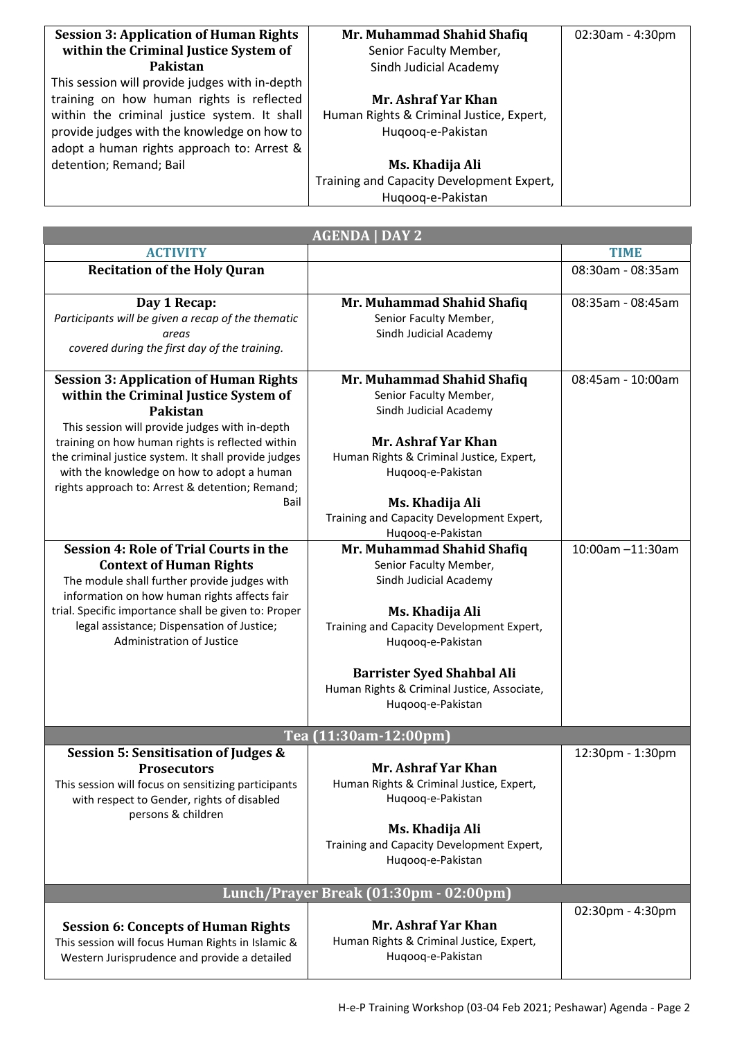| **Session 3: Application of Human Rights within the Criminal Justice System of Pakistan** This session will provide judges with in-depth training on how human rights is reflected within the criminal justice system. It shall provide judges with the knowledge on how to adopt a human rights approach to: Arrest & detention; Remand; Bail | **Mr. Muhammad Shahid Shafiq** Senior Faculty Member, Sindh Judicial Academy **Mr. Ashraf Yar Khan** Human Rights & Criminal Justice, Expert, Huqooq-e-Pakistan **Ms. Khadija Ali** Training and Capacity Development Expert, Huqooq-e-Pakistan | 02:30am - 4:30pm |
|---|---|---|

| AGENDA \| DAY 2 | | |
|---|---|---|
| **ACTIVITY** | | **TIME** |
| **Recitation of the Holy Quran** | | 08:30am - 08:35am |
| **Day 1 Recap:** *Participants will be given a recap of the thematic areas covered during the first day of the training.* | **Mr. Muhammad Shahid Shafiq** Senior Faculty Member, Sindh Judicial Academy | 08:35am - 08:45am |
| **Session 3: Application of Human Rights within the Criminal Justice System of Pakistan** This session will provide judges with in-depth training on how human rights is reflected within the criminal justice system. It shall provide judges with the knowledge on how to adopt a human rights approach to: Arrest & detention; Remand; Bail | **Mr. Muhammad Shahid Shafiq** Senior Faculty Member, Sindh Judicial Academy **Mr. Ashraf Yar Khan** Human Rights & Criminal Justice, Expert, Huqooq-e-Pakistan **Ms. Khadija Ali** Training and Capacity Development Expert, Huqooq-e-Pakistan | 08:45am - 10:00am |
| **Session 4: Role of Trial Courts in the Context of Human Rights** The module shall further provide judges with information on how human rights affects fair trial. Specific importance shall be given to: Proper legal assistance; Dispensation of Justice; Administration of Justice | **Mr. Muhammad Shahid Shafiq** Senior Faculty Member, Sindh Judicial Academy **Ms. Khadija Ali** Training and Capacity Development Expert, Huqooq-e-Pakistan **Barrister Syed Shahbal Ali** Human Rights & Criminal Justice, Associate, Huqooq-e-Pakistan | 10:00am –11:30am |
| **Tea (11:30am-12:00pm)** | | |
| **Session 5: Sensitisation of Judges & Prosecutors** This session will focus on sensitizing participants with respect to Gender, rights of disabled persons & children | **Mr. Ashraf Yar Khan** Human Rights & Criminal Justice, Expert, Huqooq-e-Pakistan **Ms. Khadija Ali** Training and Capacity Development Expert, Huqooq-e-Pakistan | 12:30pm - 1:30pm |
| **Lunch/Prayer Break (01:30pm - 02:00pm)** | | |
| **Session 6: Concepts of Human Rights** This session will focus Human Rights in Islamic & Western Jurisprudence and provide a detailed | **Mr. Ashraf Yar Khan** Human Rights & Criminal Justice, Expert, Huqooq-e-Pakistan | 02:30pm - 4:30pm |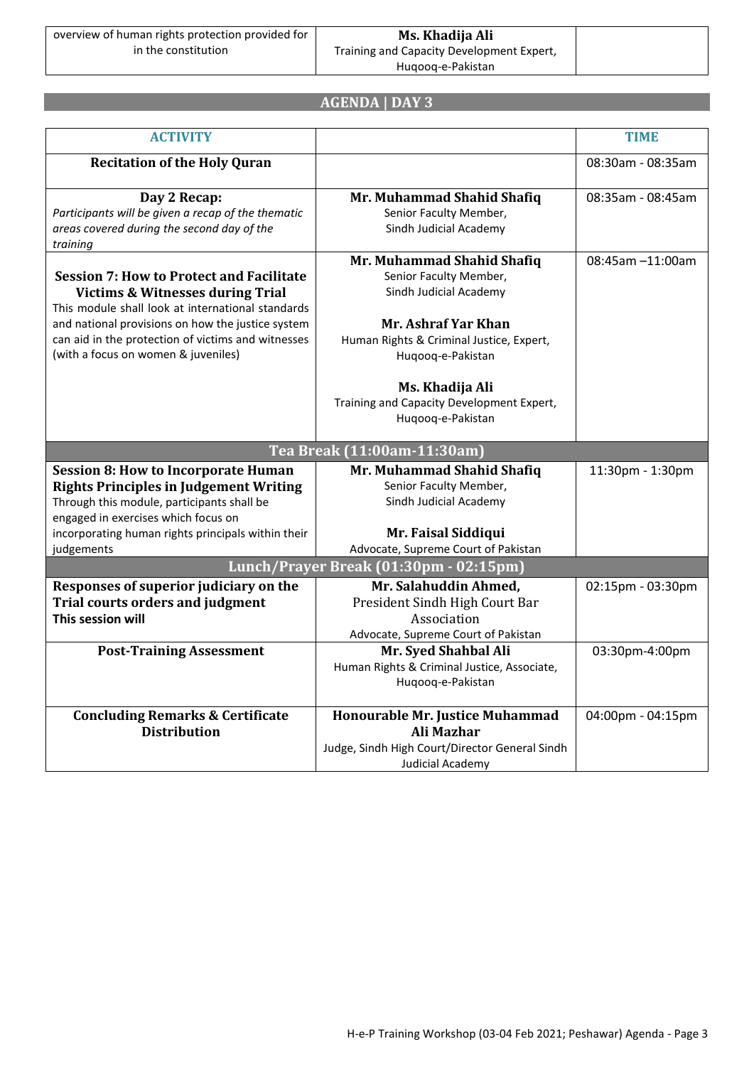| | | |
|---|---|---|
| overview of human rights protection provided for in the constitution | **Ms. Khadija Ali**<br>Training and Capacity Development Expert, Huqooq-e-Pakistan | |

## AGENDA | DAY 3

| ACTIVITY | | TIME |
|---|---|---|
| **Recitation of the Holy Quran** | | 08:30am - 08:35am |
| **Day 2 Recap:**<br>*Participants will be given a recap of the thematic areas covered during the second day of the training* | **Mr. Muhammad Shahid Shafiq**<br>Senior Faculty Member, Sindh Judicial Academy | 08:35am - 08:45am |
| **Session 7: How to Protect and Facilitate Victims & Witnesses during Trial**<br>This module shall look at international standards and national provisions on how the justice system can aid in the protection of victims and witnesses (with a focus on women & juveniles) | **Mr. Muhammad Shahid Shafiq**<br>Senior Faculty Member, Sindh Judicial Academy<br><br>**Mr. Ashraf Yar Khan**<br>Human Rights & Criminal Justice, Expert, Huqooq-e-Pakistan<br><br>**Ms. Khadija Ali**<br>Training and Capacity Development Expert, Huqooq-e-Pakistan | 08:45am –11:00am |
| **Tea Break (11:00am-11:30am)** | | |
| **Session 8: How to Incorporate Human Rights Principles in Judgement Writing**<br>Through this module, participants shall be engaged in exercises which focus on incorporating human rights principals within their judgements | **Mr. Muhammad Shahid Shafiq**<br>Senior Faculty Member, Sindh Judicial Academy<br><br>**Mr. Faisal Siddiqui**<br>Advocate, Supreme Court of Pakistan | 11:30pm - 1:30pm |
| **Lunch/Prayer Break (01:30pm - 02:15pm)** | | |
| **Responses of superior judiciary on the Trial courts orders and judgment**<br>**This session will** | **Mr. Salahuddin Ahmed,**<br>President Sindh High Court Bar Association<br>Advocate, Supreme Court of Pakistan | 02:15pm - 03:30pm |
| **Post-Training Assessment** | **Mr. Syed Shahbal Ali**<br>Human Rights & Criminal Justice, Associate, Huqooq-e-Pakistan | 03:30pm-4:00pm |
| **Concluding Remarks & Certificate Distribution** | **Honourable Mr. Justice Muhammad Ali Mazhar**<br>Judge, Sindh High Court/Director General Sindh Judicial Academy | 04:00pm - 04:15pm |